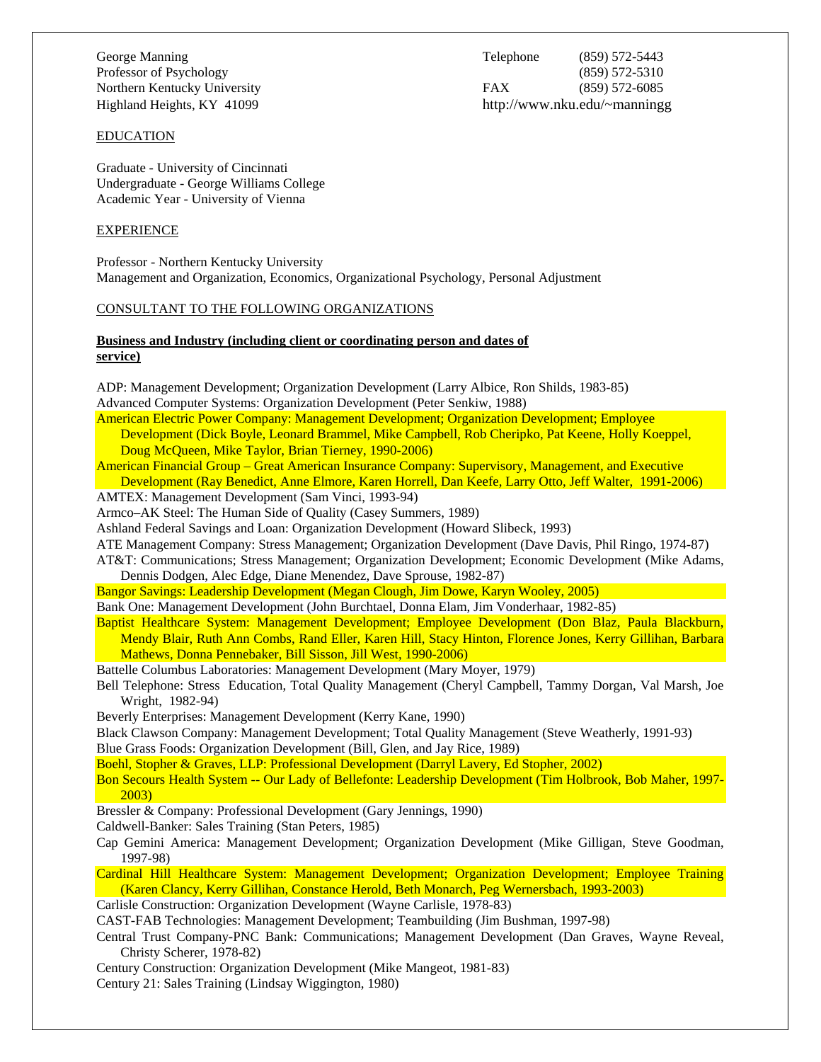George Manning
Professor of Psychology
Northern Kentucky University
Highland Heights, KY 41099

Telephone (859) 572-5443
(859) 572-5310
FAX (859) 572-6085
http://www.nku.edu/~manningg

## EDUCATION

Graduate - University of Cincinnati
Undergraduate - George Williams College
Academic Year - University of Vienna

## EXPERIENCE

Professor - Northern Kentucky University
Management and Organization, Economics, Organizational Psychology, Personal Adjustment

## CONSULTANT TO THE FOLLOWING ORGANIZATIONS

### Business and Industry (including client or coordinating person and dates of service)

ADP: Management Development; Organization Development (Larry Albice, Ron Shilds, 1983-85)

Advanced Computer Systems: Organization Development (Peter Senkiw, 1988)

American Electric Power Company: Management Development; Organization Development; Employee Development (Dick Boyle, Leonard Brammel, Mike Campbell, Rob Cheripko, Pat Keene, Holly Koeppel, Doug McQueen, Mike Taylor, Brian Tierney, 1990-2006)

American Financial Group – Great American Insurance Company: Supervisory, Management, and Executive Development (Ray Benedict, Anne Elmore, Karen Horrell, Dan Keefe, Larry Otto, Jeff Walter, 1991-2006)

AMTEX: Management Development (Sam Vinci, 1993-94)

Armco–AK Steel: The Human Side of Quality (Casey Summers, 1989)

Ashland Federal Savings and Loan: Organization Development (Howard Slibeck, 1993)

ATE Management Company: Stress Management; Organization Development (Dave Davis, Phil Ringo, 1974-87)

AT&T: Communications; Stress Management; Organization Development; Economic Development (Mike Adams, Dennis Dodgen, Alec Edge, Diane Menendez, Dave Sprouse, 1982-87)

Bangor Savings: Leadership Development (Megan Clough, Jim Dowe, Karyn Wooley, 2005)

Bank One: Management Development (John Burchtael, Donna Elam, Jim Vonderhaar, 1982-85)

Baptist Healthcare System: Management Development; Employee Development (Don Blaz, Paula Blackburn, Mendy Blair, Ruth Ann Combs, Rand Eller, Karen Hill, Stacy Hinton, Florence Jones, Kerry Gillihan, Barbara Mathews, Donna Pennebaker, Bill Sisson, Jill West, 1990-2006)

Battelle Columbus Laboratories: Management Development (Mary Moyer, 1979)

Bell Telephone: Stress Education, Total Quality Management (Cheryl Campbell, Tammy Dorgan, Val Marsh, Joe Wright, 1982-94)

Beverly Enterprises: Management Development (Kerry Kane, 1990)

Black Clawson Company: Management Development; Total Quality Management (Steve Weatherly, 1991-93)

Blue Grass Foods: Organization Development (Bill, Glen, and Jay Rice, 1989)

Boehl, Stopher & Graves, LLP: Professional Development (Darryl Lavery, Ed Stopher, 2002)

Bon Secours Health System -- Our Lady of Bellefonte: Leadership Development (Tim Holbrook, Bob Maher, 1997-2003)

Bressler & Company: Professional Development (Gary Jennings, 1990)

Caldwell-Banker: Sales Training (Stan Peters, 1985)

Cap Gemini America: Management Development; Organization Development (Mike Gilligan, Steve Goodman, 1997-98)

Cardinal Hill Healthcare System: Management Development; Organization Development; Employee Training (Karen Clancy, Kerry Gillihan, Constance Herold, Beth Monarch, Peg Wernersbach, 1993-2003)

Carlisle Construction: Organization Development (Wayne Carlisle, 1978-83)

CAST-FAB Technologies: Management Development; Teambuilding (Jim Bushman, 1997-98)

Central Trust Company-PNC Bank: Communications; Management Development (Dan Graves, Wayne Reveal, Christy Scherer, 1978-82)

Century Construction: Organization Development (Mike Mangeot, 1981-83)

Century 21: Sales Training (Lindsay Wiggington, 1980)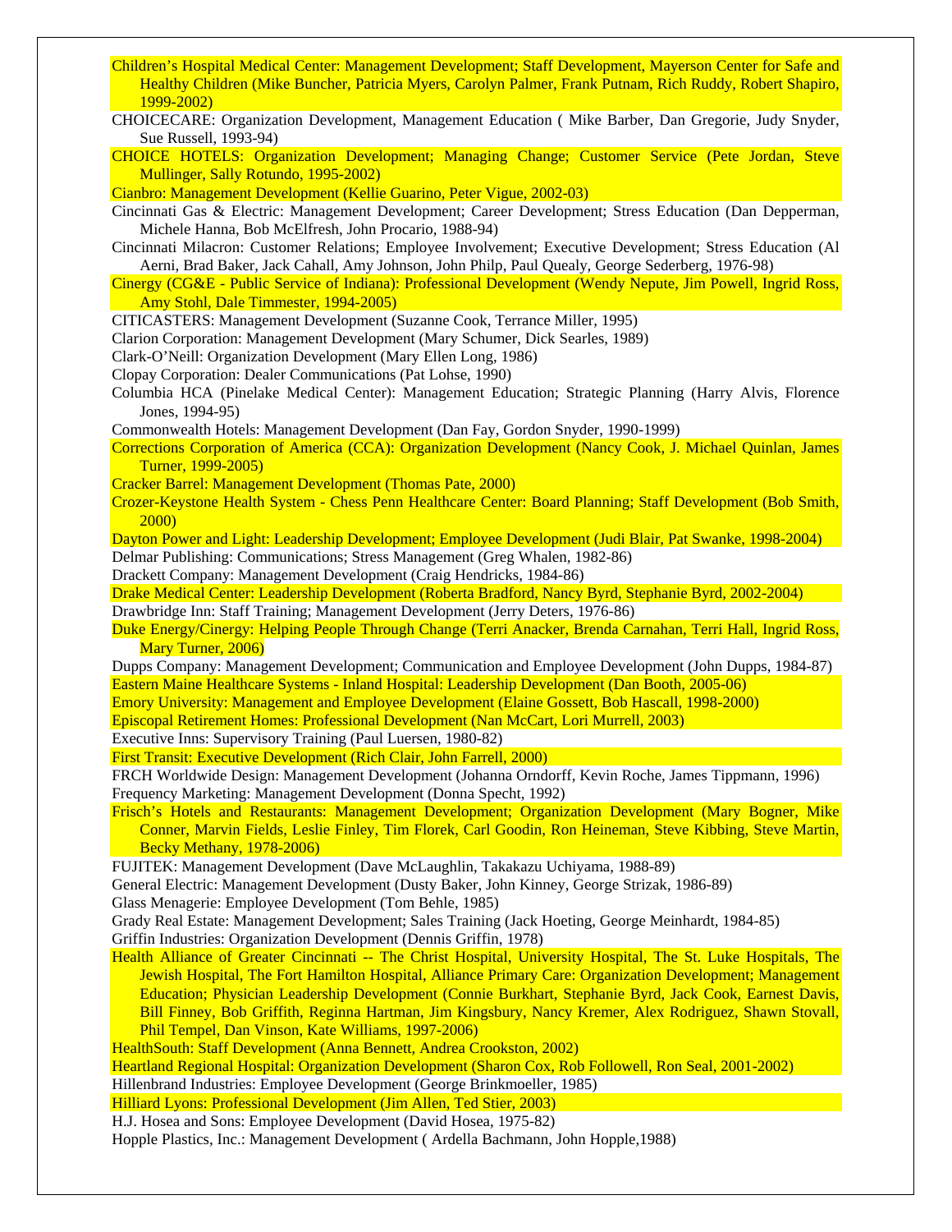Children's Hospital Medical Center: Management Development; Staff Development, Mayerson Center for Safe and Healthy Children (Mike Buncher, Patricia Myers, Carolyn Palmer, Frank Putnam, Rich Ruddy, Robert Shapiro, 1999-2002)

CHOICECARE: Organization Development, Management Education ( Mike Barber, Dan Gregorie, Judy Snyder, Sue Russell, 1993-94)

CHOICE HOTELS: Organization Development; Managing Change; Customer Service (Pete Jordan, Steve Mullinger, Sally Rotundo, 1995-2002)

Cianbro: Management Development (Kellie Guarino, Peter Vigue, 2002-03)

Cincinnati Gas & Electric: Management Development; Career Development; Stress Education (Dan Depperman, Michele Hanna, Bob McElfresh, John Procario, 1988-94)

Cincinnati Milacron: Customer Relations; Employee Involvement; Executive Development; Stress Education (Al Aerni, Brad Baker, Jack Cahall, Amy Johnson, John Philp, Paul Quealy, George Sederberg, 1976-98)

Cinergy (CG&E - Public Service of Indiana): Professional Development (Wendy Nepute, Jim Powell, Ingrid Ross, Amy Stohl, Dale Timmester, 1994-2005)

CITICASTERS: Management Development (Suzanne Cook, Terrance Miller, 1995)

Clarion Corporation: Management Development (Mary Schumer, Dick Searles, 1989)

Clark-O'Neill: Organization Development (Mary Ellen Long, 1986)

Clopay Corporation: Dealer Communications (Pat Lohse, 1990)

Columbia HCA (Pinelake Medical Center): Management Education; Strategic Planning (Harry Alvis, Florence Jones, 1994-95)

Commonwealth Hotels: Management Development (Dan Fay, Gordon Snyder, 1990-1999)

Corrections Corporation of America (CCA): Organization Development (Nancy Cook, J. Michael Quinlan, James Turner, 1999-2005)

Cracker Barrel: Management Development (Thomas Pate, 2000)

Crozer-Keystone Health System - Chess Penn Healthcare Center: Board Planning; Staff Development (Bob Smith, 2000)

Dayton Power and Light: Leadership Development; Employee Development (Judi Blair, Pat Swanke, 1998-2004)

Delmar Publishing: Communications; Stress Management (Greg Whalen, 1982-86)

Drackett Company: Management Development (Craig Hendricks, 1984-86)

Drake Medical Center: Leadership Development (Roberta Bradford, Nancy Byrd, Stephanie Byrd, 2002-2004)

Drawbridge Inn: Staff Training; Management Development (Jerry Deters, 1976-86)

Duke Energy/Cinergy: Helping People Through Change (Terri Anacker, Brenda Carnahan, Terri Hall, Ingrid Ross, Mary Turner, 2006)

Dupps Company: Management Development; Communication and Employee Development (John Dupps, 1984-87)

Eastern Maine Healthcare Systems - Inland Hospital: Leadership Development (Dan Booth, 2005-06)

Emory University: Management and Employee Development (Elaine Gossett, Bob Hascall, 1998-2000)

Episcopal Retirement Homes: Professional Development (Nan McCart, Lori Murrell, 2003)

Executive Inns: Supervisory Training (Paul Luersen, 1980-82)

First Transit: Executive Development (Rich Clair, John Farrell, 2000)

FRCH Worldwide Design: Management Development (Johanna Orndorff, Kevin Roche, James Tippmann, 1996)

Frequency Marketing: Management Development (Donna Specht, 1992)

Frisch's Hotels and Restaurants: Management Development; Organization Development (Mary Bogner, Mike Conner, Marvin Fields, Leslie Finley, Tim Florek, Carl Goodin, Ron Heineman, Steve Kibbing, Steve Martin, Becky Methany, 1978-2006)

FUJITEK: Management Development (Dave McLaughlin, Takakazu Uchiyama, 1988-89)

General Electric: Management Development (Dusty Baker, John Kinney, George Strizak, 1986-89)

Glass Menagerie: Employee Development (Tom Behle, 1985)

Grady Real Estate: Management Development; Sales Training (Jack Hoeting, George Meinhardt, 1984-85)

Griffin Industries: Organization Development (Dennis Griffin, 1978)

Health Alliance of Greater Cincinnati -- The Christ Hospital, University Hospital, The St. Luke Hospitals, The Jewish Hospital, The Fort Hamilton Hospital, Alliance Primary Care: Organization Development; Management Education; Physician Leadership Development (Connie Burkhart, Stephanie Byrd, Jack Cook, Earnest Davis, Bill Finney, Bob Griffith, Reginna Hartman, Jim Kingsbury, Nancy Kremer, Alex Rodriguez, Shawn Stovall, Phil Tempel, Dan Vinson, Kate Williams, 1997-2006)

HealthSouth: Staff Development (Anna Bennett, Andrea Crookston, 2002)

Heartland Regional Hospital: Organization Development (Sharon Cox, Rob Followell, Ron Seal, 2001-2002)

Hillenbrand Industries: Employee Development (George Brinkmoeller, 1985)

Hilliard Lyons: Professional Development (Jim Allen, Ted Stier, 2003)

H.J. Hosea and Sons: Employee Development (David Hosea, 1975-82)

Hopple Plastics, Inc.: Management Development ( Ardella Bachmann, John Hopple,1988)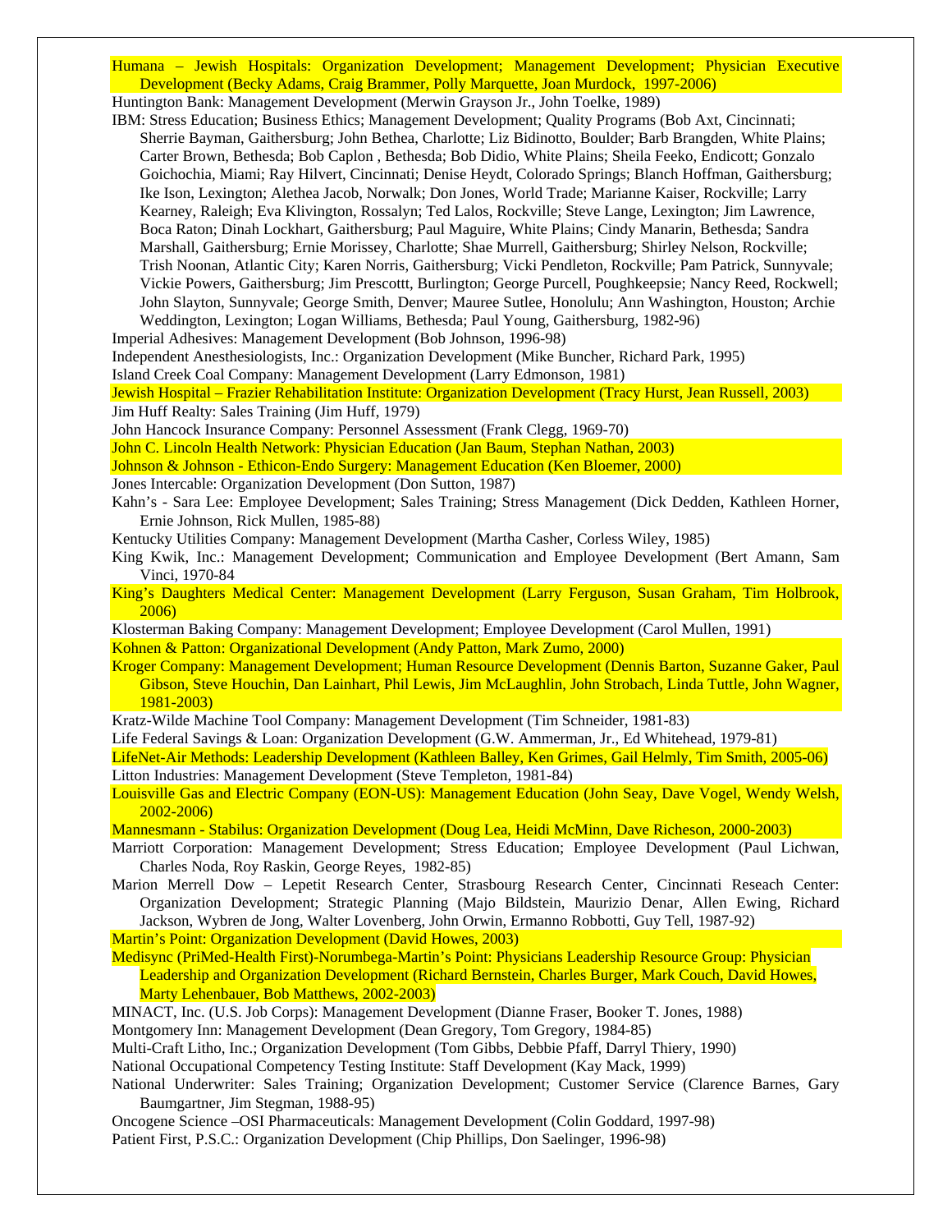Humana – Jewish Hospitals: Organization Development; Management Development; Physician Executive Development (Becky Adams, Craig Brammer, Polly Marquette, Joan Murdock, 1997-2006)

Huntington Bank: Management Development (Merwin Grayson Jr., John Toelke, 1989)

IBM: Stress Education; Business Ethics; Management Development; Quality Programs (Bob Axt, Cincinnati; Sherrie Bayman, Gaithersburg; John Bethea, Charlotte; Liz Bidinotto, Boulder; Barb Brangden, White Plains; Carter Brown, Bethesda; Bob Caplon , Bethesda; Bob Didio, White Plains; Sheila Feeko, Endicott; Gonzalo Goichochia, Miami; Ray Hilvert, Cincinnati; Denise Heydt, Colorado Springs; Blanch Hoffman, Gaithersburg; Ike Ison, Lexington; Alethea Jacob, Norwalk; Don Jones, World Trade; Marianne Kaiser, Rockville; Larry Kearney, Raleigh; Eva Klivington, Rossalyn; Ted Lalos, Rockville; Steve Lange, Lexington; Jim Lawrence, Boca Raton; Dinah Lockhart, Gaithersburg; Paul Maguire, White Plains; Cindy Manarin, Bethesda; Sandra Marshall, Gaithersburg; Ernie Morissey, Charlotte; Shae Murrell, Gaithersburg; Shirley Nelson, Rockville; Trish Noonan, Atlantic City; Karen Norris, Gaithersburg; Vicki Pendleton, Rockville; Pam Patrick, Sunnyvale; Vickie Powers, Gaithersburg; Jim Prescottt, Burlington; George Purcell, Poughkeepsie; Nancy Reed, Rockwell; John Slayton, Sunnyvale; George Smith, Denver; Mauree Sutlee, Honolulu; Ann Washington, Houston; Archie Weddington, Lexington; Logan Williams, Bethesda; Paul Young, Gaithersburg, 1982-96)

Imperial Adhesives: Management Development (Bob Johnson, 1996-98)

Independent Anesthesiologists, Inc.: Organization Development (Mike Buncher, Richard Park, 1995)

Island Creek Coal Company: Management Development (Larry Edmonson, 1981)

Jewish Hospital – Frazier Rehabilitation Institute: Organization Development (Tracy Hurst, Jean Russell, 2003)

Jim Huff Realty: Sales Training (Jim Huff, 1979)

John Hancock Insurance Company: Personnel Assessment (Frank Clegg, 1969-70)

John C. Lincoln Health Network: Physician Education (Jan Baum, Stephan Nathan, 2003)

Johnson & Johnson - Ethicon-Endo Surgery: Management Education (Ken Bloemer, 2000)

Jones Intercable: Organization Development (Don Sutton, 1987)

Kahn's - Sara Lee: Employee Development; Sales Training; Stress Management (Dick Dedden, Kathleen Horner, Ernie Johnson, Rick Mullen, 1985-88)

Kentucky Utilities Company: Management Development (Martha Casher, Corless Wiley, 1985)

King Kwik, Inc.: Management Development; Communication and Employee Development (Bert Amann, Sam Vinci, 1970-84

King's Daughters Medical Center: Management Development (Larry Ferguson, Susan Graham, Tim Holbrook, 2006)

Klosterman Baking Company: Management Development; Employee Development (Carol Mullen, 1991)

Kohnen & Patton: Organizational Development (Andy Patton, Mark Zumo, 2000)

Kroger Company: Management Development; Human Resource Development (Dennis Barton, Suzanne Gaker, Paul Gibson, Steve Houchin, Dan Lainhart, Phil Lewis, Jim McLaughlin, John Strobach, Linda Tuttle, John Wagner, 1981-2003)

Kratz-Wilde Machine Tool Company: Management Development (Tim Schneider, 1981-83)

Life Federal Savings & Loan: Organization Development (G.W. Ammerman, Jr., Ed Whitehead, 1979-81)

LifeNet-Air Methods: Leadership Development (Kathleen Balley, Ken Grimes, Gail Helmly, Tim Smith, 2005-06)

Litton Industries: Management Development (Steve Templeton, 1981-84)

Louisville Gas and Electric Company (EON-US): Management Education (John Seay, Dave Vogel, Wendy Welsh, 2002-2006)

Mannesmann - Stabilus: Organization Development (Doug Lea, Heidi McMinn, Dave Richeson, 2000-2003)

Marriott Corporation: Management Development; Stress Education; Employee Development (Paul Lichwan, Charles Noda, Roy Raskin, George Reyes, 1982-85)

Marion Merrell Dow – Lepetit Research Center, Strasbourg Research Center, Cincinnati Reseach Center: Organization Development; Strategic Planning (Majo Bildstein, Maurizio Denar, Allen Ewing, Richard Jackson, Wybren de Jong, Walter Lovenberg, John Orwin, Ermanno Robbotti, Guy Tell, 1987-92)

Martin's Point: Organization Development (David Howes, 2003)

Medisync (PriMed-Health First)-Norumbega-Martin's Point: Physicians Leadership Resource Group: Physician Leadership and Organization Development (Richard Bernstein, Charles Burger, Mark Couch, David Howes, Marty Lehenbauer, Bob Matthews, 2002-2003)

MINACT, Inc. (U.S. Job Corps): Management Development (Dianne Fraser, Booker T. Jones, 1988)

Montgomery Inn: Management Development (Dean Gregory, Tom Gregory, 1984-85)

Multi-Craft Litho, Inc.; Organization Development (Tom Gibbs, Debbie Pfaff, Darryl Thiery, 1990)

National Occupational Competency Testing Institute: Staff Development (Kay Mack, 1999)

National Underwriter: Sales Training; Organization Development; Customer Service (Clarence Barnes, Gary Baumgartner, Jim Stegman, 1988-95)

Oncogene Science –OSI Pharmaceuticals: Management Development (Colin Goddard, 1997-98)

Patient First, P.S.C.: Organization Development (Chip Phillips, Don Saelinger, 1996-98)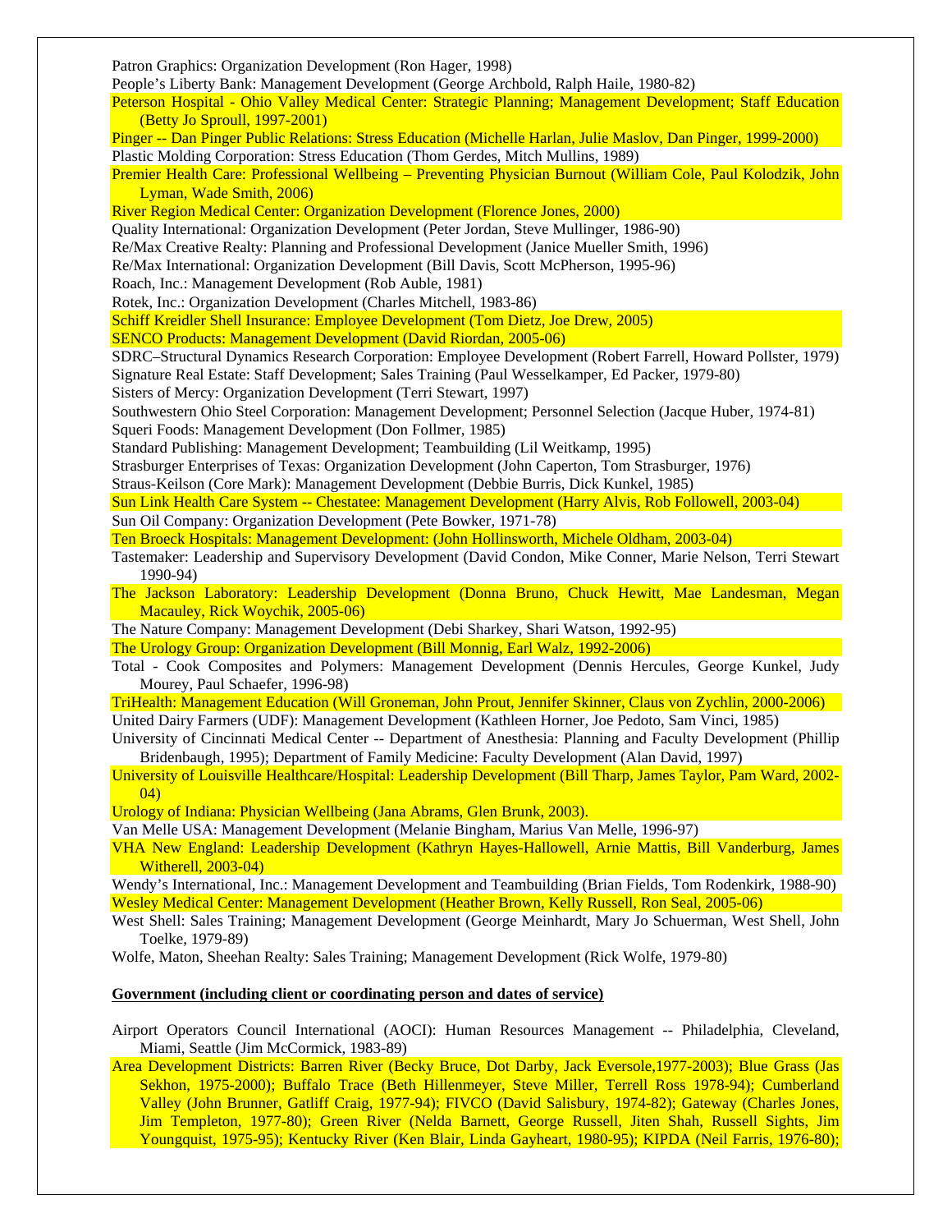Patron Graphics: Organization Development (Ron Hager, 1998)

People's Liberty Bank: Management Development (George Archbold, Ralph Haile, 1980-82)

Peterson Hospital - Ohio Valley Medical Center: Strategic Planning; Management Development; Staff Education (Betty Jo Sproull, 1997-2001)

Pinger -- Dan Pinger Public Relations: Stress Education (Michelle Harlan, Julie Maslov, Dan Pinger, 1999-2000)

Plastic Molding Corporation: Stress Education (Thom Gerdes, Mitch Mullins, 1989)

Premier Health Care: Professional Wellbeing – Preventing Physician Burnout (William Cole, Paul Kolodzik, John Lyman, Wade Smith, 2006)

River Region Medical Center: Organization Development (Florence Jones, 2000)

Quality International: Organization Development (Peter Jordan, Steve Mullinger, 1986-90)

Re/Max Creative Realty: Planning and Professional Development (Janice Mueller Smith, 1996)

Re/Max International: Organization Development (Bill Davis, Scott McPherson, 1995-96)

Roach, Inc.: Management Development (Rob Auble, 1981)

Rotek, Inc.: Organization Development (Charles Mitchell, 1983-86)

Schiff Kreidler Shell Insurance: Employee Development (Tom Dietz, Joe Drew, 2005)

SENCO Products: Management Development (David Riordan, 2005-06)

SDRC–Structural Dynamics Research Corporation: Employee Development (Robert Farrell, Howard Pollster, 1979)

Signature Real Estate: Staff Development; Sales Training (Paul Wesselkamper, Ed Packer, 1979-80)

Sisters of Mercy: Organization Development (Terri Stewart, 1997)

Southwestern Ohio Steel Corporation: Management Development; Personnel Selection (Jacque Huber, 1974-81)

Squeri Foods: Management Development (Don Follmer, 1985)

Standard Publishing: Management Development; Teambuilding (Lil Weitkamp, 1995)

Strasburger Enterprises of Texas: Organization Development (John Caperton, Tom Strasburger, 1976)

Straus-Keilson (Core Mark): Management Development (Debbie Burris, Dick Kunkel, 1985)

Sun Link Health Care System -- Chestatee: Management Development (Harry Alvis, Rob Followell, 2003-04)

Sun Oil Company: Organization Development (Pete Bowker, 1971-78)

Ten Broeck Hospitals: Management Development: (John Hollinsworth, Michele Oldham, 2003-04)

Tastemaker: Leadership and Supervisory Development (David Condon, Mike Conner, Marie Nelson, Terri Stewart 1990-94)

The Jackson Laboratory: Leadership Development (Donna Bruno, Chuck Hewitt, Mae Landesman, Megan Macauley, Rick Woychik, 2005-06)

The Nature Company: Management Development (Debi Sharkey, Shari Watson, 1992-95)

The Urology Group: Organization Development (Bill Monnig, Earl Walz, 1992-2006)

Total - Cook Composites and Polymers: Management Development (Dennis Hercules, George Kunkel, Judy Mourey, Paul Schaefer, 1996-98)

TriHealth: Management Education (Will Groneman, John Prout, Jennifer Skinner, Claus von Zychlin, 2000-2006)

United Dairy Farmers (UDF): Management Development (Kathleen Horner, Joe Pedoto, Sam Vinci, 1985)

University of Cincinnati Medical Center -- Department of Anesthesia: Planning and Faculty Development (Phillip Bridenbaugh, 1995); Department of Family Medicine: Faculty Development (Alan David, 1997)

University of Louisville Healthcare/Hospital: Leadership Development (Bill Tharp, James Taylor, Pam Ward, 2002-04)

Urology of Indiana: Physician Wellbeing (Jana Abrams, Glen Brunk, 2003).

Van Melle USA: Management Development (Melanie Bingham, Marius Van Melle, 1996-97)

VHA New England: Leadership Development (Kathryn Hayes-Hallowell, Arnie Mattis, Bill Vanderburg, James Witherell, 2003-04)

Wendy's International, Inc.: Management Development and Teambuilding (Brian Fields, Tom Rodenkirk, 1988-90)

Wesley Medical Center: Management Development (Heather Brown, Kelly Russell, Ron Seal, 2005-06)

West Shell: Sales Training; Management Development (George Meinhardt, Mary Jo Schuerman, West Shell, John Toelke, 1979-89)

Wolfe, Maton, Sheehan Realty: Sales Training; Management Development (Rick Wolfe, 1979-80)

**Government (including client or coordinating person and dates of service)**

Airport Operators Council International (AOCI): Human Resources Management -- Philadelphia, Cleveland, Miami, Seattle (Jim McCormick, 1983-89)

Area Development Districts: Barren River (Becky Bruce, Dot Darby, Jack Eversole,1977-2003); Blue Grass (Jas Sekhon, 1975-2000); Buffalo Trace (Beth Hillenmeyer, Steve Miller, Terrell Ross 1978-94); Cumberland Valley (John Brunner, Gatliff Craig, 1977-94); FIVCO (David Salisbury, 1974-82); Gateway (Charles Jones, Jim Templeton, 1977-80); Green River (Nelda Barnett, George Russell, Jiten Shah, Russell Sights, Jim Youngquist, 1975-95); Kentucky River (Ken Blair, Linda Gayheart, 1980-95); KIPDA (Neil Farris, 1976-80);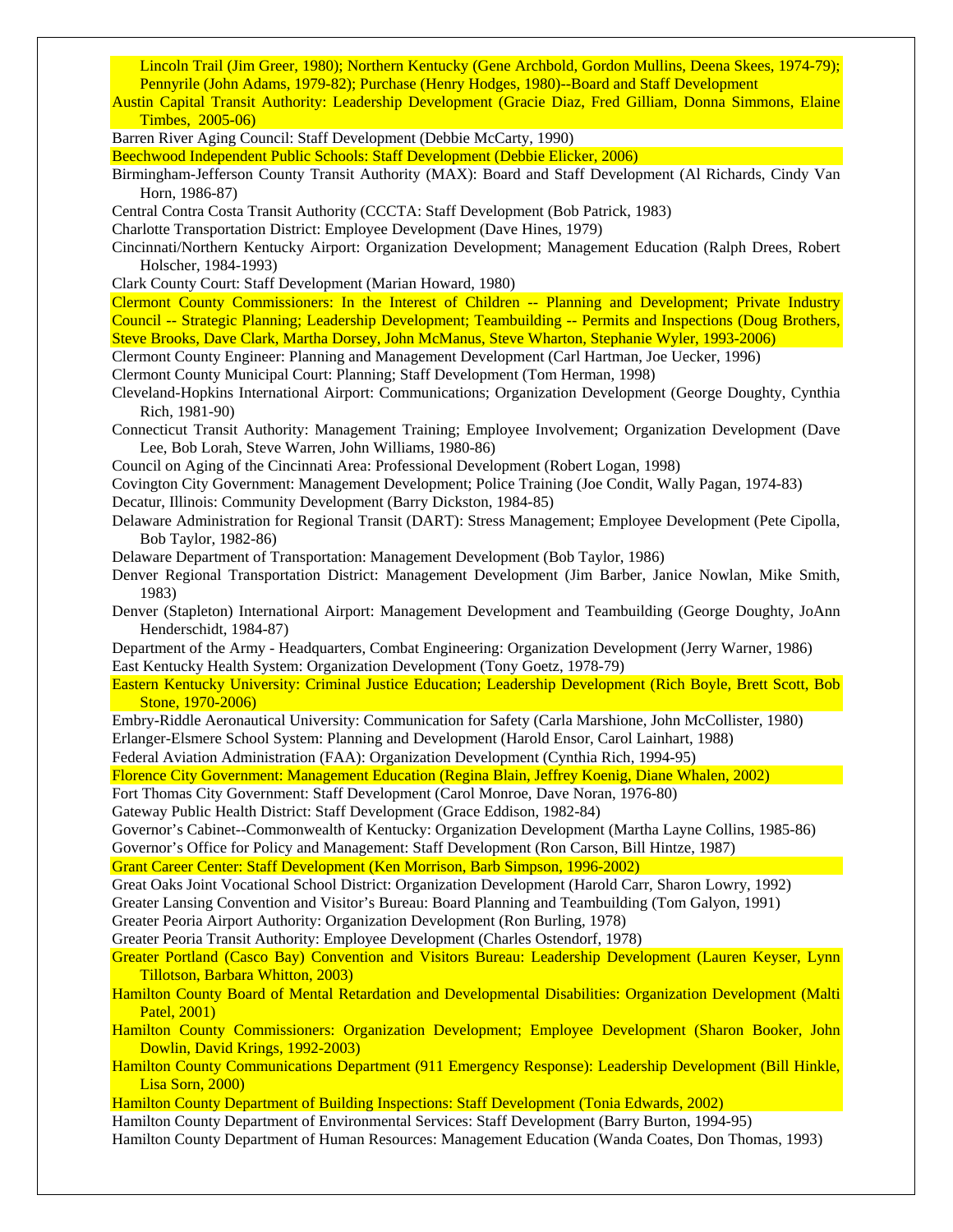Lincoln Trail (Jim Greer, 1980); Northern Kentucky (Gene Archbold, Gordon Mullins, Deena Skees, 1974-79); Pennyrile (John Adams, 1979-82); Purchase (Henry Hodges, 1980)--Board and Staff Development

Austin Capital Transit Authority: Leadership Development (Gracie Diaz, Fred Gilliam, Donna Simmons, Elaine Timbes, 2005-06)

Barren River Aging Council: Staff Development (Debbie McCarty, 1990)

Beechwood Independent Public Schools: Staff Development (Debbie Elicker, 2006)

Birmingham-Jefferson County Transit Authority (MAX): Board and Staff Development (Al Richards, Cindy Van Horn, 1986-87)

Central Contra Costa Transit Authority (CCCTA: Staff Development (Bob Patrick, 1983)

Charlotte Transportation District: Employee Development (Dave Hines, 1979)

Cincinnati/Northern Kentucky Airport: Organization Development; Management Education (Ralph Drees, Robert Holscher, 1984-1993)

Clark County Court: Staff Development (Marian Howard, 1980)

Clermont County Commissioners: In the Interest of Children -- Planning and Development; Private Industry Council -- Strategic Planning; Leadership Development; Teambuilding -- Permits and Inspections (Doug Brothers, Steve Brooks, Dave Clark, Martha Dorsey, John McManus, Steve Wharton, Stephanie Wyler, 1993-2006)

Clermont County Engineer: Planning and Management Development (Carl Hartman, Joe Uecker, 1996)

Clermont County Municipal Court: Planning; Staff Development (Tom Herman, 1998)

Cleveland-Hopkins International Airport: Communications; Organization Development (George Doughty, Cynthia Rich, 1981-90)

Connecticut Transit Authority: Management Training; Employee Involvement; Organization Development (Dave Lee, Bob Lorah, Steve Warren, John Williams, 1980-86)

Council on Aging of the Cincinnati Area: Professional Development (Robert Logan, 1998)

Covington City Government: Management Development; Police Training (Joe Condit, Wally Pagan, 1974-83)

Decatur, Illinois: Community Development (Barry Dickston, 1984-85)

Delaware Administration for Regional Transit (DART): Stress Management; Employee Development (Pete Cipolla, Bob Taylor, 1982-86)

Delaware Department of Transportation: Management Development (Bob Taylor, 1986)

Denver Regional Transportation District: Management Development (Jim Barber, Janice Nowlan, Mike Smith, 1983)

Denver (Stapleton) International Airport: Management Development and Teambuilding (George Doughty, JoAnn Henderschidt, 1984-87)

Department of the Army - Headquarters, Combat Engineering: Organization Development (Jerry Warner, 1986)

East Kentucky Health System: Organization Development (Tony Goetz, 1978-79)

Eastern Kentucky University: Criminal Justice Education; Leadership Development (Rich Boyle, Brett Scott, Bob Stone, 1970-2006)

Embry-Riddle Aeronautical University: Communication for Safety (Carla Marshione, John McCollister, 1980)

Erlanger-Elsmere School System: Planning and Development (Harold Ensor, Carol Lainhart, 1988)

Federal Aviation Administration (FAA): Organization Development (Cynthia Rich, 1994-95)

Florence City Government: Management Education (Regina Blain, Jeffrey Koenig, Diane Whalen, 2002)

Fort Thomas City Government: Staff Development (Carol Monroe, Dave Noran, 1976-80)

Gateway Public Health District: Staff Development (Grace Eddison, 1982-84)

Governor's Cabinet--Commonwealth of Kentucky: Organization Development (Martha Layne Collins, 1985-86)

Governor's Office for Policy and Management: Staff Development (Ron Carson, Bill Hintze, 1987)

Grant Career Center: Staff Development (Ken Morrison, Barb Simpson, 1996-2002)

Great Oaks Joint Vocational School District: Organization Development (Harold Carr, Sharon Lowry, 1992)

Greater Lansing Convention and Visitor's Bureau: Board Planning and Teambuilding (Tom Galyon, 1991)

Greater Peoria Airport Authority: Organization Development (Ron Burling, 1978)

Greater Peoria Transit Authority: Employee Development (Charles Ostendorf, 1978)

Greater Portland (Casco Bay) Convention and Visitors Bureau: Leadership Development (Lauren Keyser, Lynn Tillotson, Barbara Whitton, 2003)

Hamilton County Board of Mental Retardation and Developmental Disabilities: Organization Development (Malti Patel, 2001)

Hamilton County Commissioners: Organization Development; Employee Development (Sharon Booker, John Dowlin, David Krings, 1992-2003)

Hamilton County Communications Department (911 Emergency Response): Leadership Development (Bill Hinkle, Lisa Sorn, 2000)

Hamilton County Department of Building Inspections: Staff Development (Tonia Edwards, 2002)

Hamilton County Department of Environmental Services: Staff Development (Barry Burton, 1994-95)

Hamilton County Department of Human Resources: Management Education (Wanda Coates, Don Thomas, 1993)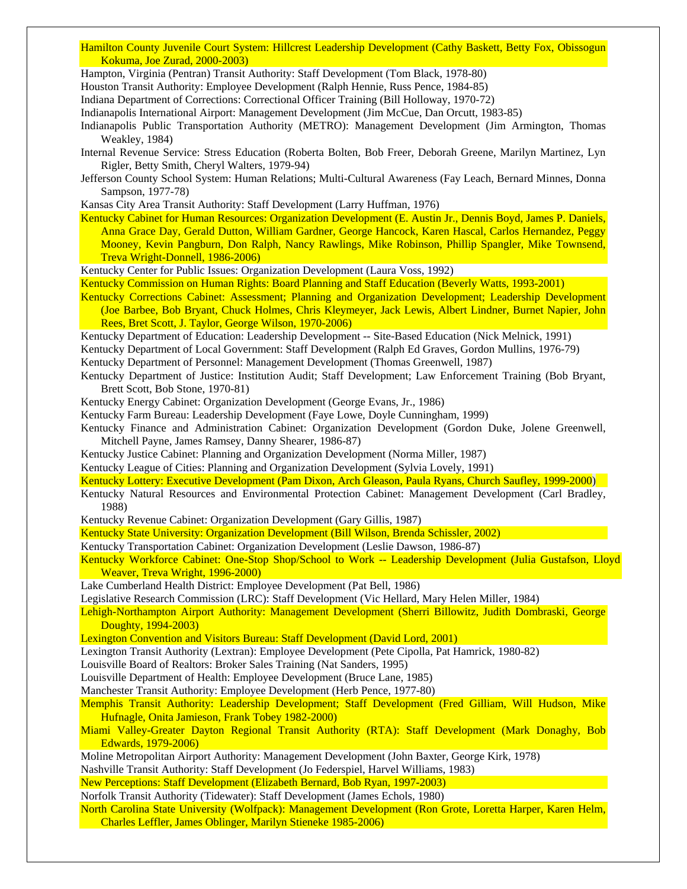Hamilton County Juvenile Court System: Hillcrest Leadership Development (Cathy Baskett, Betty Fox, Obissogun Kokuma, Joe Zurad, 2000-2003)

Hampton, Virginia (Pentran) Transit Authority: Staff Development (Tom Black, 1978-80)

Houston Transit Authority: Employee Development (Ralph Hennie, Russ Pence, 1984-85)

Indiana Department of Corrections: Correctional Officer Training (Bill Holloway, 1970-72)

Indianapolis International Airport: Management Development (Jim McCue, Dan Orcutt, 1983-85)

Indianapolis Public Transportation Authority (METRO): Management Development (Jim Armington, Thomas Weakley, 1984)

Internal Revenue Service: Stress Education (Roberta Bolten, Bob Freer, Deborah Greene, Marilyn Martinez, Lyn Rigler, Betty Smith, Cheryl Walters, 1979-94)

Jefferson County School System: Human Relations; Multi-Cultural Awareness (Fay Leach, Bernard Minnes, Donna Sampson, 1977-78)

Kansas City Area Transit Authority: Staff Development (Larry Huffman, 1976)

Kentucky Cabinet for Human Resources: Organization Development (E. Austin Jr., Dennis Boyd, James P. Daniels, Anna Grace Day, Gerald Dutton, William Gardner, George Hancock, Karen Hascal, Carlos Hernandez, Peggy Mooney, Kevin Pangburn, Don Ralph, Nancy Rawlings, Mike Robinson, Phillip Spangler, Mike Townsend, Treva Wright-Donnell, 1986-2006)

Kentucky Center for Public Issues: Organization Development (Laura Voss, 1992)

Kentucky Commission on Human Rights: Board Planning and Staff Education (Beverly Watts, 1993-2001)

Kentucky Corrections Cabinet: Assessment; Planning and Organization Development; Leadership Development (Joe Barbee, Bob Bryant, Chuck Holmes, Chris Kleymeyer, Jack Lewis, Albert Lindner, Burnet Napier, John Rees, Bret Scott, J. Taylor, George Wilson, 1970-2006)

Kentucky Department of Education: Leadership Development -- Site-Based Education (Nick Melnick, 1991)

Kentucky Department of Local Government: Staff Development (Ralph Ed Graves, Gordon Mullins, 1976-79)

Kentucky Department of Personnel: Management Development (Thomas Greenwell, 1987)

Kentucky Department of Justice: Institution Audit; Staff Development; Law Enforcement Training (Bob Bryant, Brett Scott, Bob Stone, 1970-81)

Kentucky Energy Cabinet: Organization Development (George Evans, Jr., 1986)

Kentucky Farm Bureau: Leadership Development (Faye Lowe, Doyle Cunningham, 1999)

Kentucky Finance and Administration Cabinet: Organization Development (Gordon Duke, Jolene Greenwell, Mitchell Payne, James Ramsey, Danny Shearer, 1986-87)

Kentucky Justice Cabinet: Planning and Organization Development (Norma Miller, 1987)

Kentucky League of Cities: Planning and Organization Development (Sylvia Lovely, 1991)

Kentucky Lottery: Executive Development (Pam Dixon, Arch Gleason, Paula Ryans, Church Saufley, 1999-2000)

Kentucky Natural Resources and Environmental Protection Cabinet: Management Development (Carl Bradley, 1988)

Kentucky Revenue Cabinet: Organization Development (Gary Gillis, 1987)

Kentucky State University: Organization Development (Bill Wilson, Brenda Schissler, 2002)

Kentucky Transportation Cabinet: Organization Development (Leslie Dawson, 1986-87)

Kentucky Workforce Cabinet: One-Stop Shop/School to Work -- Leadership Development (Julia Gustafson, Lloyd Weaver, Treva Wright, 1996-2000)

Lake Cumberland Health District: Employee Development (Pat Bell, 1986)

Legislative Research Commission (LRC): Staff Development (Vic Hellard, Mary Helen Miller, 1984)

Lehigh-Northampton Airport Authority: Management Development (Sherri Billowitz, Judith Dombraski, George Doughty, 1994-2003)

Lexington Convention and Visitors Bureau: Staff Development (David Lord, 2001)

Lexington Transit Authority (Lextran): Employee Development (Pete Cipolla, Pat Hamrick, 1980-82)

Louisville Board of Realtors: Broker Sales Training (Nat Sanders, 1995)

Louisville Department of Health: Employee Development (Bruce Lane, 1985)

Manchester Transit Authority: Employee Development (Herb Pence, 1977-80)

Memphis Transit Authority: Leadership Development; Staff Development (Fred Gilliam, Will Hudson, Mike Hufnagle, Onita Jamieson, Frank Tobey 1982-2000)

Miami Valley-Greater Dayton Regional Transit Authority (RTA): Staff Development (Mark Donaghy, Bob Edwards, 1979-2006)

Moline Metropolitan Airport Authority: Management Development (John Baxter, George Kirk, 1978)

Nashville Transit Authority: Staff Development (Jo Federspiel, Harvel Williams, 1983)

New Perceptions: Staff Development (Elizabeth Bernard, Bob Ryan, 1997-2003)

Norfolk Transit Authority (Tidewater): Staff Development (James Echols, 1980)

North Carolina State University (Wolfpack): Management Development (Ron Grote, Loretta Harper, Karen Helm, Charles Leffler, James Oblinger, Marilyn Stieneke 1985-2006)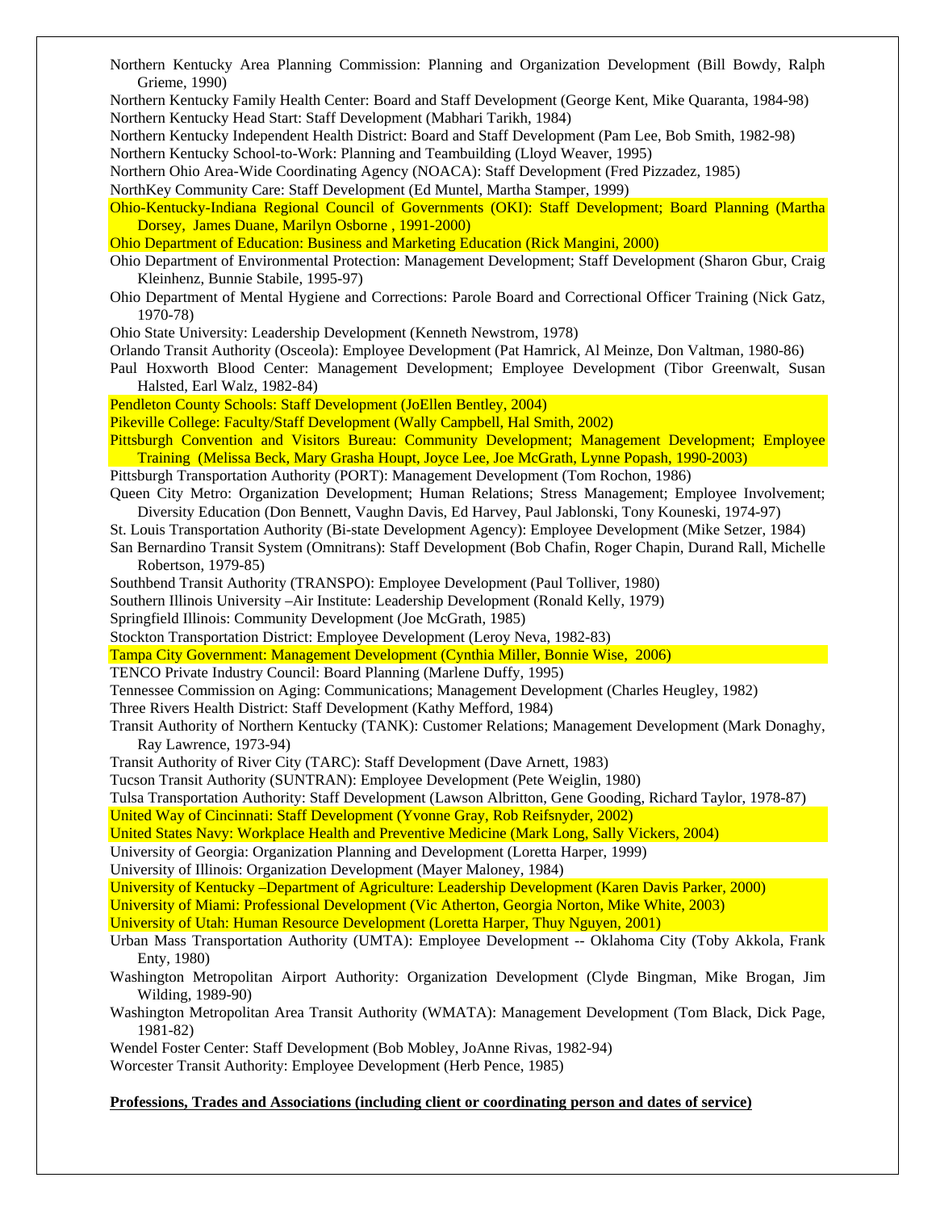Northern Kentucky Area Planning Commission: Planning and Organization Development (Bill Bowdy, Ralph Grieme, 1990)

Northern Kentucky Family Health Center: Board and Staff Development (George Kent, Mike Quaranta, 1984-98)

Northern Kentucky Head Start: Staff Development (Mabhari Tarikh, 1984)

Northern Kentucky Independent Health District: Board and Staff Development (Pam Lee, Bob Smith, 1982-98)

Northern Kentucky School-to-Work: Planning and Teambuilding (Lloyd Weaver, 1995)

Northern Ohio Area-Wide Coordinating Agency (NOACA): Staff Development (Fred Pizzadez, 1985)

NorthKey Community Care: Staff Development (Ed Muntel, Martha Stamper, 1999)

Ohio-Kentucky-Indiana Regional Council of Governments (OKI): Staff Development; Board Planning (Martha Dorsey, James Duane, Marilyn Osborne , 1991-2000)

Ohio Department of Education: Business and Marketing Education (Rick Mangini, 2000)

Ohio Department of Environmental Protection: Management Development; Staff Development (Sharon Gbur, Craig Kleinhenz, Bunnie Stabile, 1995-97)

Ohio Department of Mental Hygiene and Corrections: Parole Board and Correctional Officer Training (Nick Gatz, 1970-78)

Ohio State University: Leadership Development (Kenneth Newstrom, 1978)

Orlando Transit Authority (Osceola): Employee Development (Pat Hamrick, Al Meinze, Don Valtman, 1980-86)

Paul Hoxworth Blood Center: Management Development; Employee Development (Tibor Greenwalt, Susan Halsted, Earl Walz, 1982-84)

Pendleton County Schools: Staff Development (JoEllen Bentley, 2004)

Pikeville College: Faculty/Staff Development (Wally Campbell, Hal Smith, 2002)

Pittsburgh Convention and Visitors Bureau: Community Development; Management Development; Employee Training (Melissa Beck, Mary Grasha Houpt, Joyce Lee, Joe McGrath, Lynne Popash, 1990-2003)

Pittsburgh Transportation Authority (PORT): Management Development (Tom Rochon, 1986)

Queen City Metro: Organization Development; Human Relations; Stress Management; Employee Involvement; Diversity Education (Don Bennett, Vaughn Davis, Ed Harvey, Paul Jablonski, Tony Kouneski, 1974-97)

St. Louis Transportation Authority (Bi-state Development Agency): Employee Development (Mike Setzer, 1984)

San Bernardino Transit System (Omnitrans): Staff Development (Bob Chafin, Roger Chapin, Durand Rall, Michelle Robertson, 1979-85)

Southbend Transit Authority (TRANSPO): Employee Development (Paul Tolliver, 1980)

Southern Illinois University –Air Institute: Leadership Development (Ronald Kelly, 1979)

Springfield Illinois: Community Development (Joe McGrath, 1985)

Stockton Transportation District: Employee Development (Leroy Neva, 1982-83)

Tampa City Government: Management Development (Cynthia Miller, Bonnie Wise, 2006)

TENCO Private Industry Council: Board Planning (Marlene Duffy, 1995)

Tennessee Commission on Aging: Communications; Management Development (Charles Heugley, 1982)

Three Rivers Health District: Staff Development (Kathy Mefford, 1984)

Transit Authority of Northern Kentucky (TANK): Customer Relations; Management Development (Mark Donaghy, Ray Lawrence, 1973-94)

Transit Authority of River City (TARC): Staff Development (Dave Arnett, 1983)

Tucson Transit Authority (SUNTRAN): Employee Development (Pete Weiglin, 1980)

Tulsa Transportation Authority: Staff Development (Lawson Albritton, Gene Gooding, Richard Taylor, 1978-87)

United Way of Cincinnati: Staff Development (Yvonne Gray, Rob Reifsnyder, 2002)

United States Navy: Workplace Health and Preventive Medicine (Mark Long, Sally Vickers, 2004)

University of Georgia: Organization Planning and Development (Loretta Harper, 1999)

University of Illinois: Organization Development (Mayer Maloney, 1984)

University of Kentucky –Department of Agriculture: Leadership Development (Karen Davis Parker, 2000)

University of Miami: Professional Development (Vic Atherton, Georgia Norton, Mike White, 2003)

University of Utah: Human Resource Development (Loretta Harper, Thuy Nguyen, 2001)

Urban Mass Transportation Authority (UMTA): Employee Development -- Oklahoma City (Toby Akkola, Frank Enty, 1980)

Washington Metropolitan Airport Authority: Organization Development (Clyde Bingman, Mike Brogan, Jim Wilding, 1989-90)

Washington Metropolitan Area Transit Authority (WMATA): Management Development (Tom Black, Dick Page, 1981-82)

Wendel Foster Center: Staff Development (Bob Mobley, JoAnne Rivas, 1982-94)

Worcester Transit Authority: Employee Development (Herb Pence, 1985)

**Professions, Trades and Associations (including client or coordinating person and dates of service)**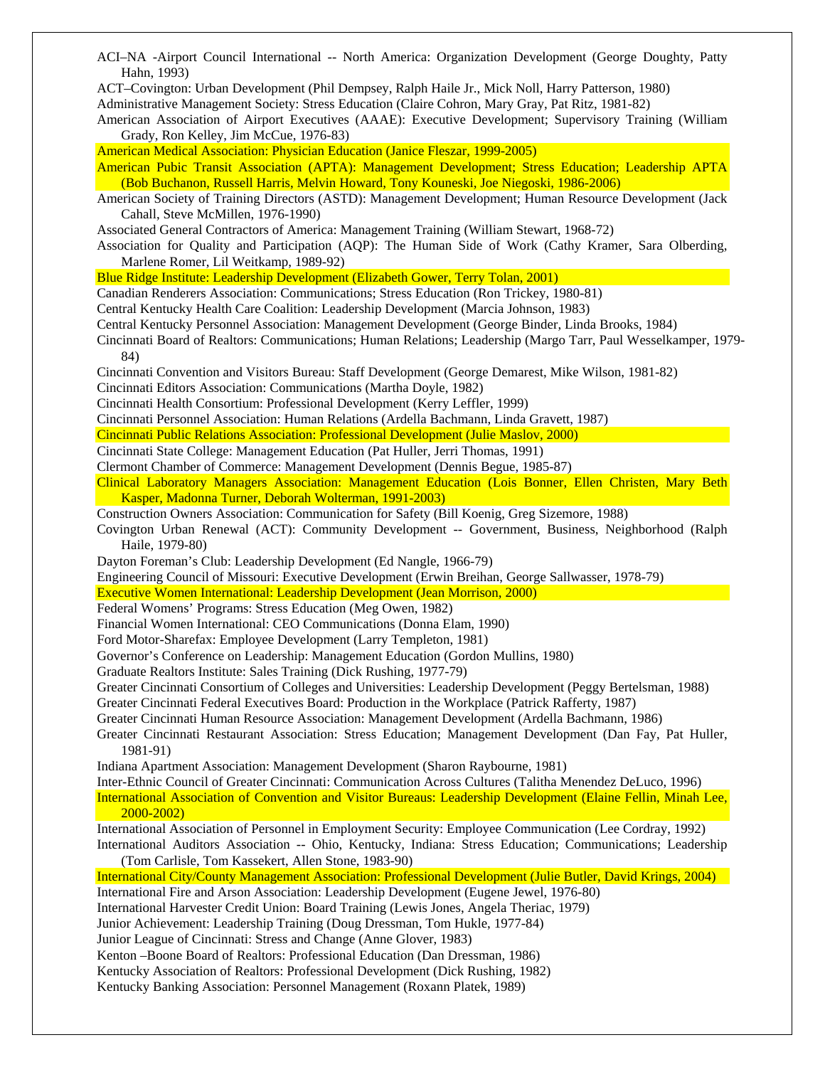ACI–NA -Airport Council International -- North America: Organization Development (George Doughty, Patty Hahn, 1993)

ACT–Covington: Urban Development (Phil Dempsey, Ralph Haile Jr., Mick Noll, Harry Patterson, 1980)

Administrative Management Society: Stress Education (Claire Cohron, Mary Gray, Pat Ritz, 1981-82)

American Association of Airport Executives (AAAE): Executive Development; Supervisory Training (William Grady, Ron Kelley, Jim McCue, 1976-83)

American Medical Association: Physician Education (Janice Fleszar, 1999-2005)

American Pubic Transit Association (APTA): Management Development; Stress Education; Leadership APTA (Bob Buchanon, Russell Harris, Melvin Howard, Tony Kouneski, Joe Niegoski, 1986-2006)

American Society of Training Directors (ASTD): Management Development; Human Resource Development (Jack Cahall, Steve McMillen, 1976-1990)

Associated General Contractors of America: Management Training (William Stewart, 1968-72)

Association for Quality and Participation (AQP): The Human Side of Work (Cathy Kramer, Sara Olberding, Marlene Romer, Lil Weitkamp, 1989-92)

Blue Ridge Institute: Leadership Development (Elizabeth Gower, Terry Tolan, 2001)

Canadian Renderers Association: Communications; Stress Education (Ron Trickey, 1980-81)

Central Kentucky Health Care Coalition: Leadership Development (Marcia Johnson, 1983)

Central Kentucky Personnel Association: Management Development (George Binder, Linda Brooks, 1984)

Cincinnati Board of Realtors: Communications; Human Relations; Leadership (Margo Tarr, Paul Wesselkamper, 1979-84)

Cincinnati Convention and Visitors Bureau: Staff Development (George Demarest, Mike Wilson, 1981-82)

Cincinnati Editors Association: Communications (Martha Doyle, 1982)

Cincinnati Health Consortium: Professional Development (Kerry Leffler, 1999)

Cincinnati Personnel Association: Human Relations (Ardella Bachmann, Linda Gravett, 1987)

Cincinnati Public Relations Association: Professional Development (Julie Maslov, 2000)

Cincinnati State College: Management Education (Pat Huller, Jerri Thomas, 1991)

Clermont Chamber of Commerce: Management Development (Dennis Begue, 1985-87)

Clinical Laboratory Managers Association: Management Education (Lois Bonner, Ellen Christen, Mary Beth Kasper, Madonna Turner, Deborah Wolterman, 1991-2003)

Construction Owners Association: Communication for Safety (Bill Koenig, Greg Sizemore, 1988)

Covington Urban Renewal (ACT): Community Development -- Government, Business, Neighborhood (Ralph Haile, 1979-80)

Dayton Foreman's Club: Leadership Development (Ed Nangle, 1966-79)

Engineering Council of Missouri: Executive Development (Erwin Breihan, George Sallwasser, 1978-79)

Executive Women International: Leadership Development (Jean Morrison, 2000)

Federal Womens' Programs: Stress Education (Meg Owen, 1982)

Financial Women International: CEO Communications (Donna Elam, 1990)

Ford Motor-Sharefax: Employee Development (Larry Templeton, 1981)

Governor's Conference on Leadership: Management Education (Gordon Mullins, 1980)

Graduate Realtors Institute: Sales Training (Dick Rushing, 1977-79)

Greater Cincinnati Consortium of Colleges and Universities: Leadership Development (Peggy Bertelsman, 1988)

Greater Cincinnati Federal Executives Board: Production in the Workplace (Patrick Rafferty, 1987)

Greater Cincinnati Human Resource Association: Management Development (Ardella Bachmann, 1986)

Greater Cincinnati Restaurant Association: Stress Education; Management Development (Dan Fay, Pat Huller, 1981-91)

Indiana Apartment Association: Management Development (Sharon Raybourne, 1981)

Inter-Ethnic Council of Greater Cincinnati: Communication Across Cultures (Talitha Menendez DeLuco, 1996)

International Association of Convention and Visitor Bureaus: Leadership Development (Elaine Fellin, Minah Lee, 2000-2002)

International Association of Personnel in Employment Security: Employee Communication (Lee Cordray, 1992)

International Auditors Association -- Ohio, Kentucky, Indiana: Stress Education; Communications; Leadership (Tom Carlisle, Tom Kassekert, Allen Stone, 1983-90)

International City/County Management Association: Professional Development (Julie Butler, David Krings, 2004)

International Fire and Arson Association: Leadership Development (Eugene Jewel, 1976-80)

International Harvester Credit Union: Board Training (Lewis Jones, Angela Theriac, 1979)

Junior Achievement: Leadership Training (Doug Dressman, Tom Hukle, 1977-84)

Junior League of Cincinnati: Stress and Change (Anne Glover, 1983)

Kenton –Boone Board of Realtors: Professional Education (Dan Dressman, 1986)

Kentucky Association of Realtors: Professional Development (Dick Rushing, 1982)

Kentucky Banking Association: Personnel Management (Roxann Platek, 1989)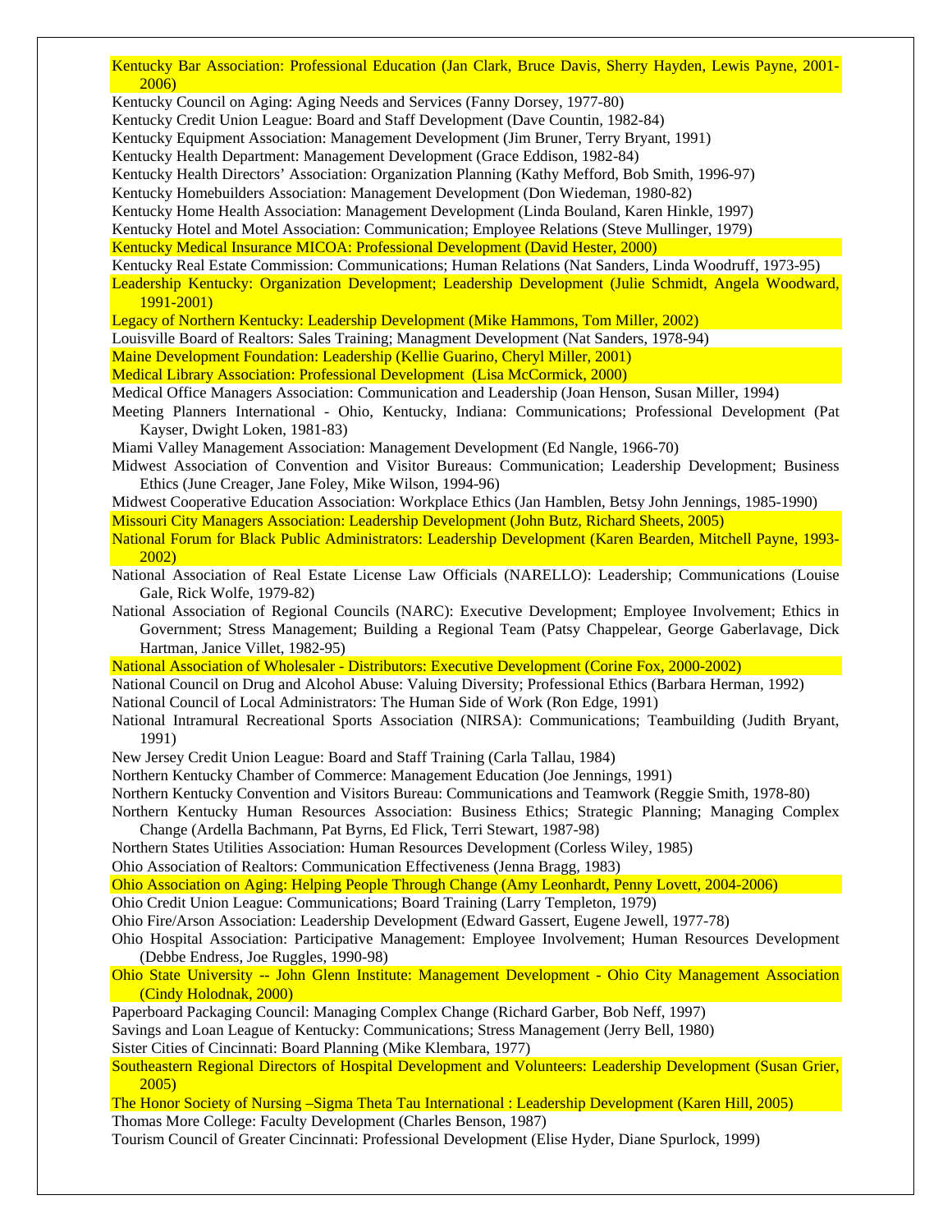Kentucky Bar Association: Professional Education (Jan Clark, Bruce Davis, Sherry Hayden, Lewis Payne, 2001-2006)

Kentucky Council on Aging: Aging Needs and Services (Fanny Dorsey, 1977-80)

Kentucky Credit Union League: Board and Staff Development (Dave Countin, 1982-84)

Kentucky Equipment Association: Management Development (Jim Bruner, Terry Bryant, 1991)

Kentucky Health Department: Management Development (Grace Eddison, 1982-84)

Kentucky Health Directors' Association: Organization Planning (Kathy Mefford, Bob Smith, 1996-97)

Kentucky Homebuilders Association: Management Development (Don Wiedeman, 1980-82)

Kentucky Home Health Association: Management Development (Linda Bouland, Karen Hinkle, 1997)

Kentucky Hotel and Motel Association: Communication; Employee Relations (Steve Mullinger, 1979)

Kentucky Medical Insurance MICOA: Professional Development (David Hester, 2000)

Kentucky Real Estate Commission: Communications; Human Relations (Nat Sanders, Linda Woodruff, 1973-95)

Leadership Kentucky: Organization Development; Leadership Development (Julie Schmidt, Angela Woodward, 1991-2001)

Legacy of Northern Kentucky: Leadership Development (Mike Hammons, Tom Miller, 2002)

Louisville Board of Realtors: Sales Training; Managment Development (Nat Sanders, 1978-94)

Maine Development Foundation: Leadership (Kellie Guarino, Cheryl Miller, 2001)

Medical Library Association: Professional Development (Lisa McCormick, 2000)

Medical Office Managers Association: Communication and Leadership (Joan Henson, Susan Miller, 1994)

Meeting Planners International - Ohio, Kentucky, Indiana: Communications; Professional Development (Pat Kayser, Dwight Loken, 1981-83)

Miami Valley Management Association: Management Development (Ed Nangle, 1966-70)

Midwest Association of Convention and Visitor Bureaus: Communication; Leadership Development; Business Ethics (June Creager, Jane Foley, Mike Wilson, 1994-96)

Midwest Cooperative Education Association: Workplace Ethics (Jan Hamblen, Betsy John Jennings, 1985-1990)

Missouri City Managers Association: Leadership Development (John Butz, Richard Sheets, 2005)

National Forum for Black Public Administrators: Leadership Development (Karen Bearden, Mitchell Payne, 1993-2002)

National Association of Real Estate License Law Officials (NARELLO): Leadership; Communications (Louise Gale, Rick Wolfe, 1979-82)

National Association of Regional Councils (NARC): Executive Development; Employee Involvement; Ethics in Government; Stress Management; Building a Regional Team (Patsy Chappelear, George Gaberlavage, Dick Hartman, Janice Villet, 1982-95)

National Association of Wholesaler - Distributors: Executive Development (Corine Fox, 2000-2002)

National Council on Drug and Alcohol Abuse: Valuing Diversity; Professional Ethics (Barbara Herman, 1992)

National Council of Local Administrators: The Human Side of Work (Ron Edge, 1991)

National Intramural Recreational Sports Association (NIRSA): Communications; Teambuilding (Judith Bryant, 1991)

New Jersey Credit Union League: Board and Staff Training (Carla Tallau, 1984)

Northern Kentucky Chamber of Commerce: Management Education (Joe Jennings, 1991)

Northern Kentucky Convention and Visitors Bureau: Communications and Teamwork (Reggie Smith, 1978-80)

Northern Kentucky Human Resources Association: Business Ethics; Strategic Planning; Managing Complex Change (Ardella Bachmann, Pat Byrns, Ed Flick, Terri Stewart, 1987-98)

Northern States Utilities Association: Human Resources Development (Corless Wiley, 1985)

Ohio Association of Realtors: Communication Effectiveness (Jenna Bragg, 1983)

Ohio Association on Aging: Helping People Through Change (Amy Leonhardt, Penny Lovett, 2004-2006)

Ohio Credit Union League: Communications; Board Training (Larry Templeton, 1979)

Ohio Fire/Arson Association: Leadership Development (Edward Gassert, Eugene Jewell, 1977-78)

Ohio Hospital Association: Participative Management: Employee Involvement; Human Resources Development (Debbe Endress, Joe Ruggles, 1990-98)

Ohio State University -- John Glenn Institute: Management Development - Ohio City Management Association (Cindy Holodnak, 2000)

Paperboard Packaging Council: Managing Complex Change (Richard Garber, Bob Neff, 1997)

Savings and Loan League of Kentucky: Communications; Stress Management (Jerry Bell, 1980)

Sister Cities of Cincinnati: Board Planning (Mike Klembara, 1977)

Southeastern Regional Directors of Hospital Development and Volunteers: Leadership Development (Susan Grier, 2005)

The Honor Society of Nursing –Sigma Theta Tau International : Leadership Development (Karen Hill, 2005)

Thomas More College: Faculty Development (Charles Benson, 1987)

Tourism Council of Greater Cincinnati: Professional Development (Elise Hyder, Diane Spurlock, 1999)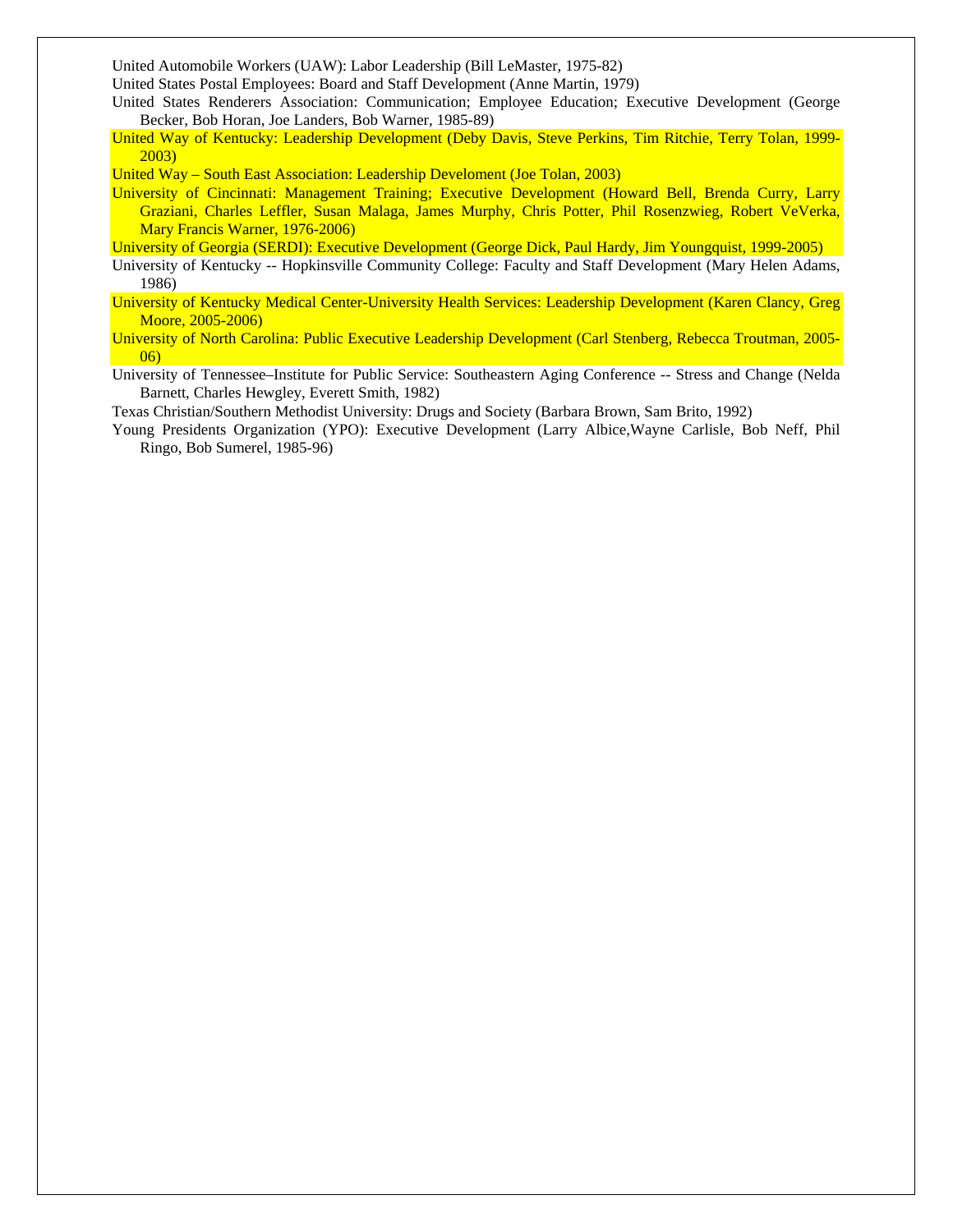United Automobile Workers (UAW): Labor Leadership (Bill LeMaster, 1975-82)

United States Postal Employees: Board and Staff Development (Anne Martin, 1979)

United States Renderers Association: Communication; Employee Education; Executive Development (George Becker, Bob Horan, Joe Landers, Bob Warner, 1985-89)

United Way of Kentucky: Leadership Development (Deby Davis, Steve Perkins, Tim Ritchie, Terry Tolan, 1999-2003)

United Way – South East Association: Leadership Develoment (Joe Tolan, 2003)

University of Cincinnati: Management Training; Executive Development (Howard Bell, Brenda Curry, Larry Graziani, Charles Leffler, Susan Malaga, James Murphy, Chris Potter, Phil Rosenzwieg, Robert VeVerka, Mary Francis Warner, 1976-2006)

University of Georgia (SERDI): Executive Development (George Dick, Paul Hardy, Jim Youngquist, 1999-2005)

University of Kentucky -- Hopkinsville Community College: Faculty and Staff Development (Mary Helen Adams, 1986)

University of Kentucky Medical Center-University Health Services: Leadership Development (Karen Clancy, Greg Moore, 2005-2006)

University of North Carolina: Public Executive Leadership Development (Carl Stenberg, Rebecca Troutman, 2005-06)

University of Tennessee–Institute for Public Service: Southeastern Aging Conference -- Stress and Change (Nelda Barnett, Charles Hewgley, Everett Smith, 1982)

Texas Christian/Southern Methodist University: Drugs and Society (Barbara Brown, Sam Brito, 1992)

Young Presidents Organization (YPO): Executive Development (Larry Albice,Wayne Carlisle, Bob Neff, Phil Ringo, Bob Sumerel, 1985-96)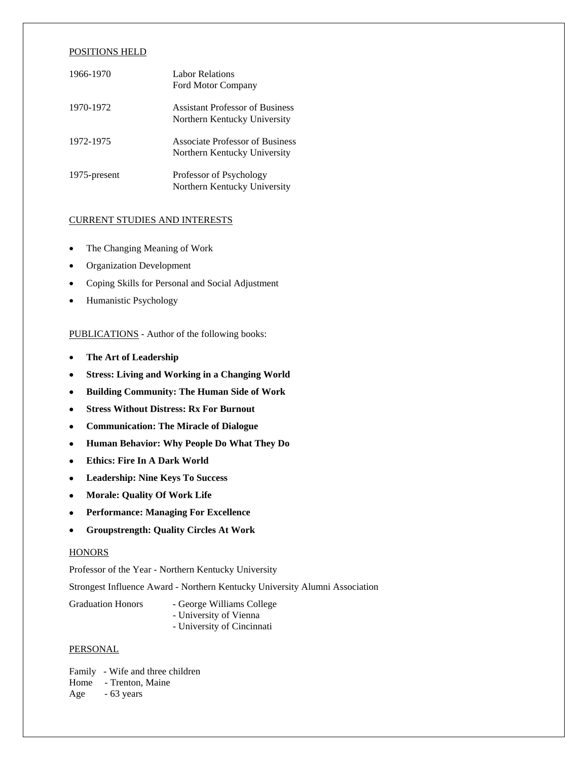## POSITIONS HELD

| | |
|---|---|
| 1966-1970 | Labor Relations<br>Ford Motor Company |
| 1970-1972 | Assistant Professor of Business<br>Northern Kentucky University |
| 1972-1975 | Associate Professor of Business<br>Northern Kentucky University |
| 1975-present | Professor of Psychology<br>Northern Kentucky University |

## CURRENT STUDIES AND INTERESTS

- The Changing Meaning of Work
- Organization Development
- Coping Skills for Personal and Social Adjustment
- Humanistic Psychology

## PUBLICATIONS - Author of the following books:

- **The Art of Leadership**
- **Stress: Living and Working in a Changing World**
- **Building Community: The Human Side of Work**
- **Stress Without Distress: Rx For Burnout**
- **Communication: The Miracle of Dialogue**
- **Human Behavior: Why People Do What They Do**
- **Ethics: Fire In A Dark World**
- **Leadership: Nine Keys To Success**
- **Morale: Quality Of Work Life**
- **Performance: Managing For Excellence**
- **Groupstrength: Quality Circles At Work**

## HONORS

Professor of the Year - Northern Kentucky University

Strongest Influence Award - Northern Kentucky University Alumni Association

Graduation Honors
- George Williams College
- University of Vienna
- University of Cincinnati

## PERSONAL

Family - Wife and three children
Home - Trenton, Maine
Age - 63 years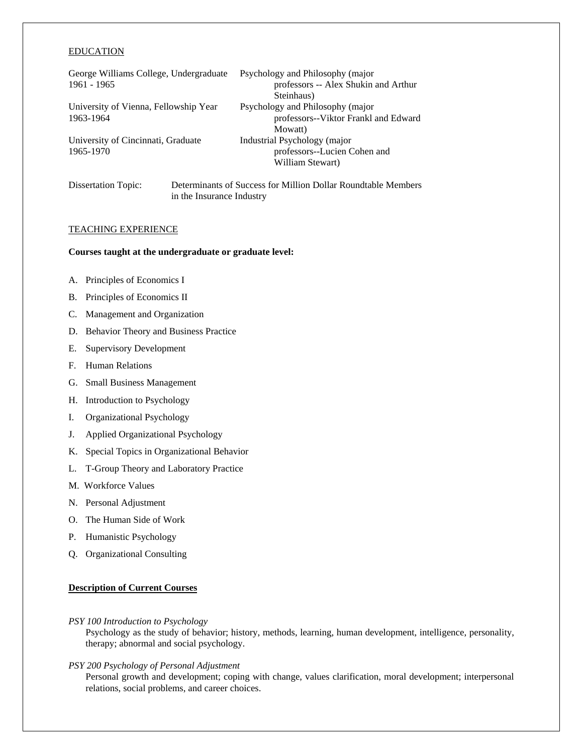## EDUCATION

| | |
|---|---|
| George Williams College, Undergraduate 1961 - 1965 | Psychology and Philosophy (major professors -- Alex Shukin and Arthur Steinhaus) |
| University of Vienna, Fellowship Year 1963-1964 | Psychology and Philosophy (major professors--Viktor Frankl and Edward Mowatt) |
| University of Cincinnati, Graduate 1965-1970 | Industrial Psychology (major professors--Lucien Cohen and William Stewart) |

Dissertation Topic: Determinants of Success for Million Dollar Roundtable Members in the Insurance Industry

## TEACHING EXPERIENCE

**Courses taught at the undergraduate or graduate level:**

A. Principles of Economics I

B. Principles of Economics II

C. Management and Organization

D. Behavior Theory and Business Practice

E. Supervisory Development

F. Human Relations

G. Small Business Management

H. Introduction to Psychology

I. Organizational Psychology

J. Applied Organizational Psychology

K. Special Topics in Organizational Behavior

L. T-Group Theory and Laboratory Practice

M. Workforce Values

N. Personal Adjustment

O. The Human Side of Work

P. Humanistic Psychology

Q. Organizational Consulting

**Description of Current Courses**

*PSY 100 Introduction to Psychology*

Psychology as the study of behavior; history, methods, learning, human development, intelligence, personality, therapy; abnormal and social psychology.

*PSY 200 Psychology of Personal Adjustment*

Personal growth and development; coping with change, values clarification, moral development; interpersonal relations, social problems, and career choices.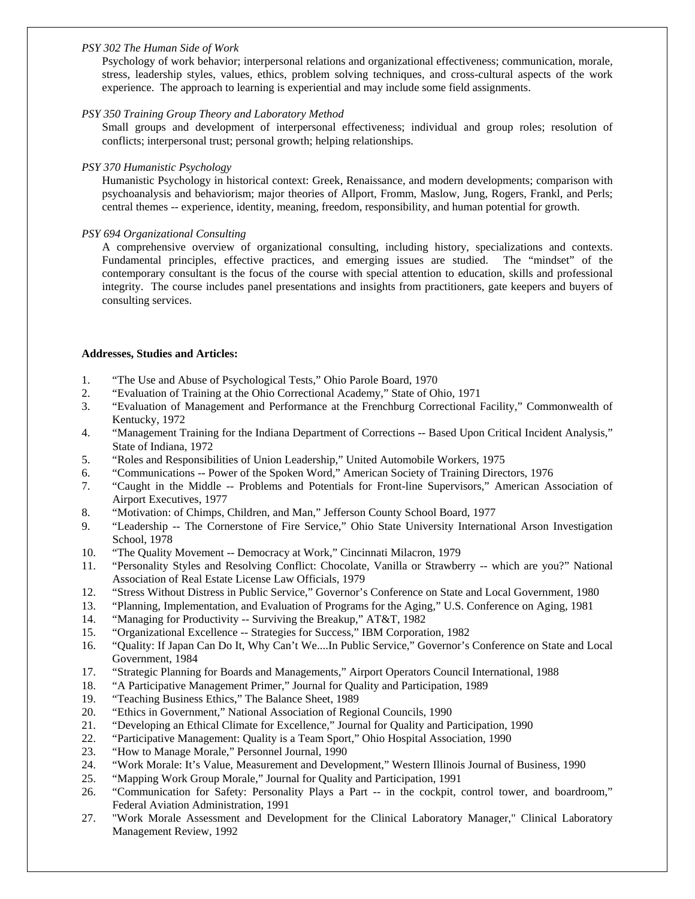*PSY 302 The Human Side of Work*

Psychology of work behavior; interpersonal relations and organizational effectiveness; communication, morale, stress, leadership styles, values, ethics, problem solving techniques, and cross-cultural aspects of the work experience. The approach to learning is experiential and may include some field assignments.

*PSY 350 Training Group Theory and Laboratory Method*

Small groups and development of interpersonal effectiveness; individual and group roles; resolution of conflicts; interpersonal trust; personal growth; helping relationships.

*PSY 370 Humanistic Psychology*

Humanistic Psychology in historical context: Greek, Renaissance, and modern developments; comparison with psychoanalysis and behaviorism; major theories of Allport, Fromm, Maslow, Jung, Rogers, Frankl, and Perls; central themes -- experience, identity, meaning, freedom, responsibility, and human potential for growth.

*PSY 694 Organizational Consulting*

A comprehensive overview of organizational consulting, including history, specializations and contexts. Fundamental principles, effective practices, and emerging issues are studied. The "mindset" of the contemporary consultant is the focus of the course with special attention to education, skills and professional integrity. The course includes panel presentations and insights from practitioners, gate keepers and buyers of consulting services.

**Addresses, Studies and Articles:**

1. "The Use and Abuse of Psychological Tests," Ohio Parole Board, 1970
2. "Evaluation of Training at the Ohio Correctional Academy," State of Ohio, 1971
3. "Evaluation of Management and Performance at the Frenchburg Correctional Facility," Commonwealth of Kentucky, 1972
4. "Management Training for the Indiana Department of Corrections -- Based Upon Critical Incident Analysis," State of Indiana, 1972
5. "Roles and Responsibilities of Union Leadership," United Automobile Workers, 1975
6. "Communications -- Power of the Spoken Word," American Society of Training Directors, 1976
7. "Caught in the Middle -- Problems and Potentials for Front-line Supervisors," American Association of Airport Executives, 1977
8. "Motivation: of Chimps, Children, and Man," Jefferson County School Board, 1977
9. "Leadership -- The Cornerstone of Fire Service," Ohio State University International Arson Investigation School, 1978
10. "The Quality Movement -- Democracy at Work," Cincinnati Milacron, 1979
11. "Personality Styles and Resolving Conflict: Chocolate, Vanilla or Strawberry -- which are you?" National Association of Real Estate License Law Officials, 1979
12. "Stress Without Distress in Public Service," Governor's Conference on State and Local Government, 1980
13. "Planning, Implementation, and Evaluation of Programs for the Aging," U.S. Conference on Aging, 1981
14. "Managing for Productivity -- Surviving the Breakup," AT&T, 1982
15. "Organizational Excellence -- Strategies for Success," IBM Corporation, 1982
16. "Quality: If Japan Can Do It, Why Can't We....In Public Service," Governor's Conference on State and Local Government, 1984
17. "Strategic Planning for Boards and Managements," Airport Operators Council International, 1988
18. "A Participative Management Primer," Journal for Quality and Participation, 1989
19. "Teaching Business Ethics," The Balance Sheet, 1989
20. "Ethics in Government," National Association of Regional Councils, 1990
21. "Developing an Ethical Climate for Excellence," Journal for Quality and Participation, 1990
22. "Participative Management: Quality is a Team Sport," Ohio Hospital Association, 1990
23. "How to Manage Morale," Personnel Journal, 1990
24. "Work Morale: It's Value, Measurement and Development," Western Illinois Journal of Business, 1990
25. "Mapping Work Group Morale," Journal for Quality and Participation, 1991
26. "Communication for Safety: Personality Plays a Part -- in the cockpit, control tower, and boardroom," Federal Aviation Administration, 1991
27. "Work Morale Assessment and Development for the Clinical Laboratory Manager," Clinical Laboratory Management Review, 1992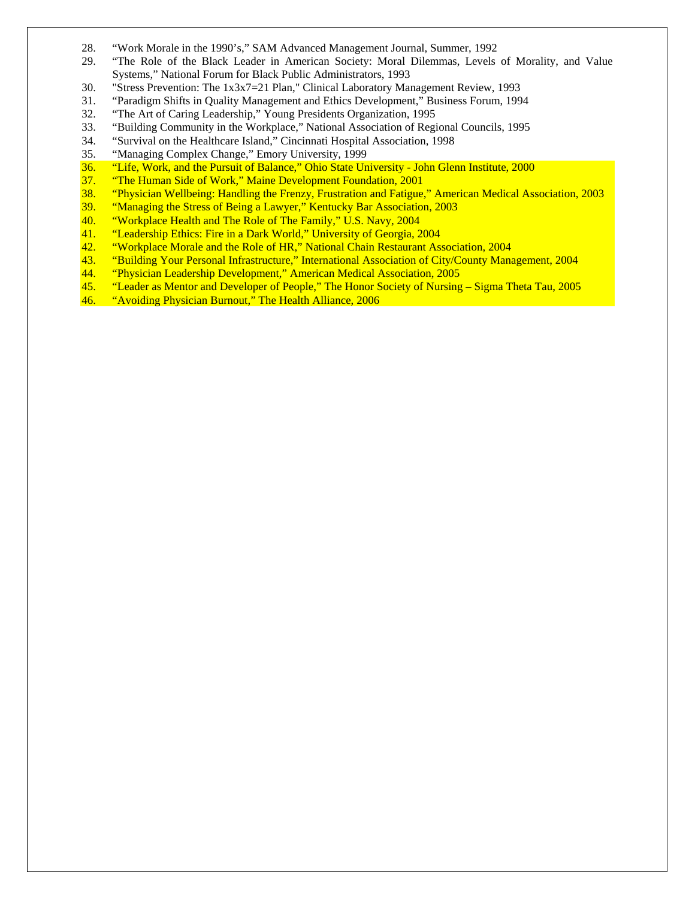28. "Work Morale in the 1990's," SAM Advanced Management Journal, Summer, 1992
29. "The Role of the Black Leader in American Society: Moral Dilemmas, Levels of Morality, and Value Systems," National Forum for Black Public Administrators, 1993
30. "Stress Prevention: The 1x3x7=21 Plan," Clinical Laboratory Management Review, 1993
31. "Paradigm Shifts in Quality Management and Ethics Development," Business Forum, 1994
32. "The Art of Caring Leadership," Young Presidents Organization, 1995
33. "Building Community in the Workplace," National Association of Regional Councils, 1995
34. "Survival on the Healthcare Island," Cincinnati Hospital Association, 1998
35. "Managing Complex Change," Emory University, 1999
36. "Life, Work, and the Pursuit of Balance," Ohio State University - John Glenn Institute, 2000
37. "The Human Side of Work," Maine Development Foundation, 2001
38. "Physician Wellbeing: Handling the Frenzy, Frustration and Fatigue," American Medical Association, 2003
39. "Managing the Stress of Being a Lawyer," Kentucky Bar Association, 2003
40. "Workplace Health and The Role of The Family," U.S. Navy, 2004
41. "Leadership Ethics: Fire in a Dark World," University of Georgia, 2004
42. "Workplace Morale and the Role of HR," National Chain Restaurant Association, 2004
43. "Building Your Personal Infrastructure," International Association of City/County Management, 2004
44. "Physician Leadership Development," American Medical Association, 2005
45. "Leader as Mentor and Developer of People," The Honor Society of Nursing – Sigma Theta Tau, 2005
46. "Avoiding Physician Burnout," The Health Alliance, 2006